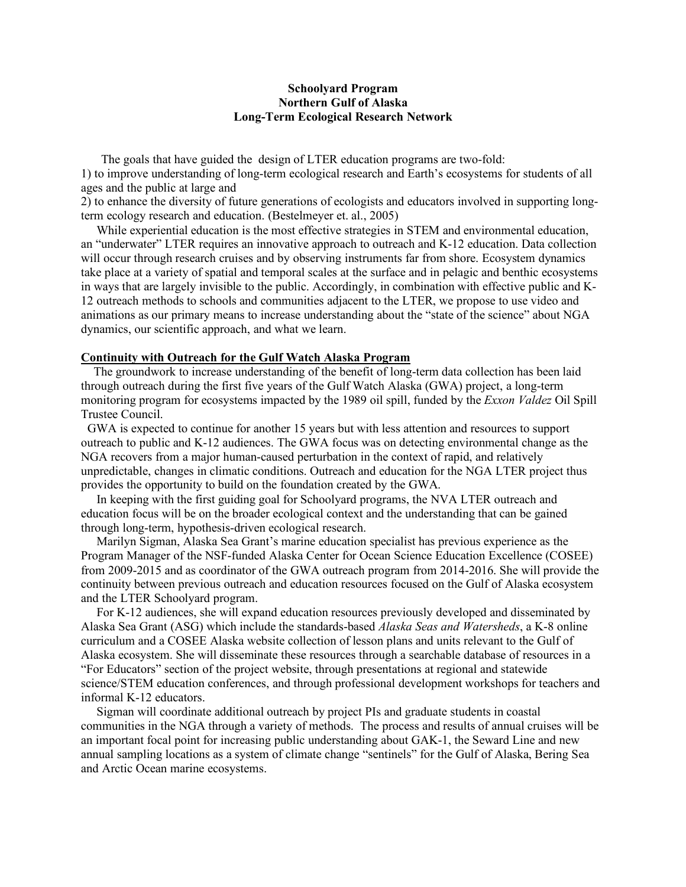**Schoolyard Program**
**Northern Gulf of Alaska**
**Long-Term Ecological Research Network**

The goals that have guided the design of LTER education programs are two-fold:

1) to improve understanding of long-term ecological research and Earth's ecosystems for students of all ages and the public at large and

2) to enhance the diversity of future generations of ecologists and educators involved in supporting long-term ecology research and education. (Bestelmeyer et. al., 2005)

While experiential education is the most effective strategies in STEM and environmental education, an "underwater" LTER requires an innovative approach to outreach and K-12 education. Data collection will occur through research cruises and by observing instruments far from shore. Ecosystem dynamics take place at a variety of spatial and temporal scales at the surface and in pelagic and benthic ecosystems in ways that are largely invisible to the public. Accordingly, in combination with effective public and K-12 outreach methods to schools and communities adjacent to the LTER, we propose to use video and animations as our primary means to increase understanding about the "state of the science" about NGA dynamics, our scientific approach, and what we learn.

## Continuity with Outreach for the Gulf Watch Alaska Program

The groundwork to increase understanding of the benefit of long-term data collection has been laid through outreach during the first five years of the Gulf Watch Alaska (GWA) project, a long-term monitoring program for ecosystems impacted by the 1989 oil spill, funded by the *Exxon Valdez* Oil Spill Trustee Council.

GWA is expected to continue for another 15 years but with less attention and resources to support outreach to public and K-12 audiences. The GWA focus was on detecting environmental change as the NGA recovers from a major human-caused perturbation in the context of rapid, and relatively unpredictable, changes in climatic conditions. Outreach and education for the NGA LTER project thus provides the opportunity to build on the foundation created by the GWA.

In keeping with the first guiding goal for Schoolyard programs, the NVA LTER outreach and education focus will be on the broader ecological context and the understanding that can be gained through long-term, hypothesis-driven ecological research.

Marilyn Sigman, Alaska Sea Grant's marine education specialist has previous experience as the Program Manager of the NSF-funded Alaska Center for Ocean Science Education Excellence (COSEE) from 2009-2015 and as coordinator of the GWA outreach program from 2014-2016. She will provide the continuity between previous outreach and education resources focused on the Gulf of Alaska ecosystem and the LTER Schoolyard program.

For K-12 audiences, she will expand education resources previously developed and disseminated by Alaska Sea Grant (ASG) which include the standards-based *Alaska Seas and Watersheds*, a K-8 online curriculum and a COSEE Alaska website collection of lesson plans and units relevant to the Gulf of Alaska ecosystem. She will disseminate these resources through a searchable database of resources in a "For Educators" section of the project website, through presentations at regional and statewide science/STEM education conferences, and through professional development workshops for teachers and informal K-12 educators.

Sigman will coordinate additional outreach by project PIs and graduate students in coastal communities in the NGA through a variety of methods. The process and results of annual cruises will be an important focal point for increasing public understanding about GAK-1, the Seward Line and new annual sampling locations as a system of climate change "sentinels" for the Gulf of Alaska, Bering Sea and Arctic Ocean marine ecosystems.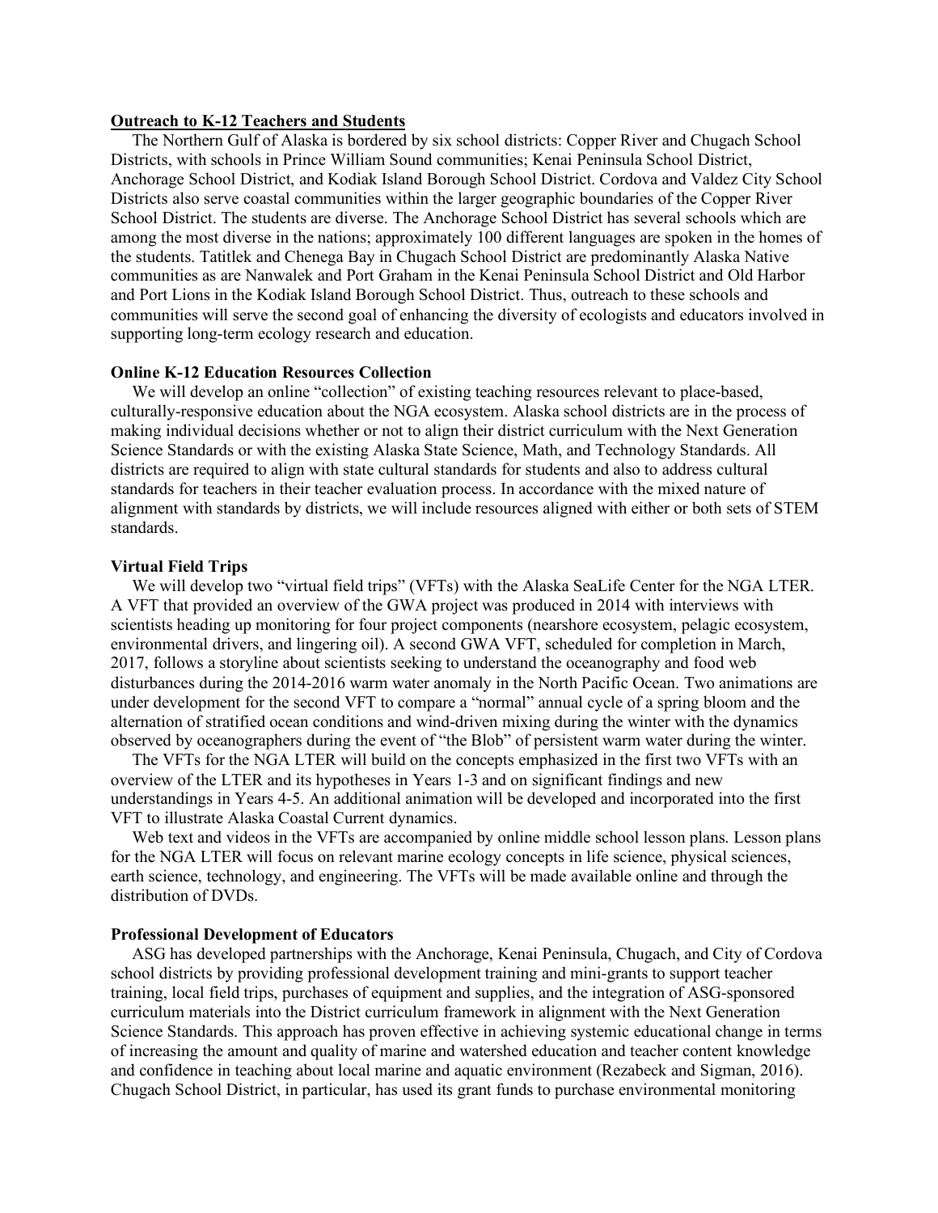## Outreach to K-12 Teachers and Students

The Northern Gulf of Alaska is bordered by six school districts: Copper River and Chugach School Districts, with schools in Prince William Sound communities; Kenai Peninsula School District, Anchorage School District, and Kodiak Island Borough School District. Cordova and Valdez City School Districts also serve coastal communities within the larger geographic boundaries of the Copper River School District. The students are diverse. The Anchorage School District has several schools which are among the most diverse in the nations; approximately 100 different languages are spoken in the homes of the students. Tatitlek and Chenega Bay in Chugach School District are predominantly Alaska Native communities as are Nanwalek and Port Graham in the Kenai Peninsula School District and Old Harbor and Port Lions in the Kodiak Island Borough School District. Thus, outreach to these schools and communities will serve the second goal of enhancing the diversity of ecologists and educators involved in supporting long-term ecology research and education.

### Online K-12 Education Resources Collection

We will develop an online "collection" of existing teaching resources relevant to place-based, culturally-responsive education about the NGA ecosystem. Alaska school districts are in the process of making individual decisions whether or not to align their district curriculum with the Next Generation Science Standards or with the existing Alaska State Science, Math, and Technology Standards. All districts are required to align with state cultural standards for students and also to address cultural standards for teachers in their teacher evaluation process. In accordance with the mixed nature of alignment with standards by districts, we will include resources aligned with either or both sets of STEM standards.

### Virtual Field Trips

We will develop two "virtual field trips" (VFTs) with the Alaska SeaLife Center for the NGA LTER. A VFT that provided an overview of the GWA project was produced in 2014 with interviews with scientists heading up monitoring for four project components (nearshore ecosystem, pelagic ecosystem, environmental drivers, and lingering oil). A second GWA VFT, scheduled for completion in March, 2017, follows a storyline about scientists seeking to understand the oceanography and food web disturbances during the 2014-2016 warm water anomaly in the North Pacific Ocean. Two animations are under development for the second VFT to compare a "normal" annual cycle of a spring bloom and the alternation of stratified ocean conditions and wind-driven mixing during the winter with the dynamics observed by oceanographers during the event of "the Blob" of persistent warm water during the winter.

The VFTs for the NGA LTER will build on the concepts emphasized in the first two VFTs with an overview of the LTER and its hypotheses in Years 1-3 and on significant findings and new understandings in Years 4-5. An additional animation will be developed and incorporated into the first VFT to illustrate Alaska Coastal Current dynamics.

Web text and videos in the VFTs are accompanied by online middle school lesson plans. Lesson plans for the NGA LTER will focus on relevant marine ecology concepts in life science, physical sciences, earth science, technology, and engineering. The VFTs will be made available online and through the distribution of DVDs.

### Professional Development of Educators

ASG has developed partnerships with the Anchorage, Kenai Peninsula, Chugach, and City of Cordova school districts by providing professional development training and mini-grants to support teacher training, local field trips, purchases of equipment and supplies, and the integration of ASG-sponsored curriculum materials into the District curriculum framework in alignment with the Next Generation Science Standards. This approach has proven effective in achieving systemic educational change in terms of increasing the amount and quality of marine and watershed education and teacher content knowledge and confidence in teaching about local marine and aquatic environment (Rezabeck and Sigman, 2016). Chugach School District, in particular, has used its grant funds to purchase environmental monitoring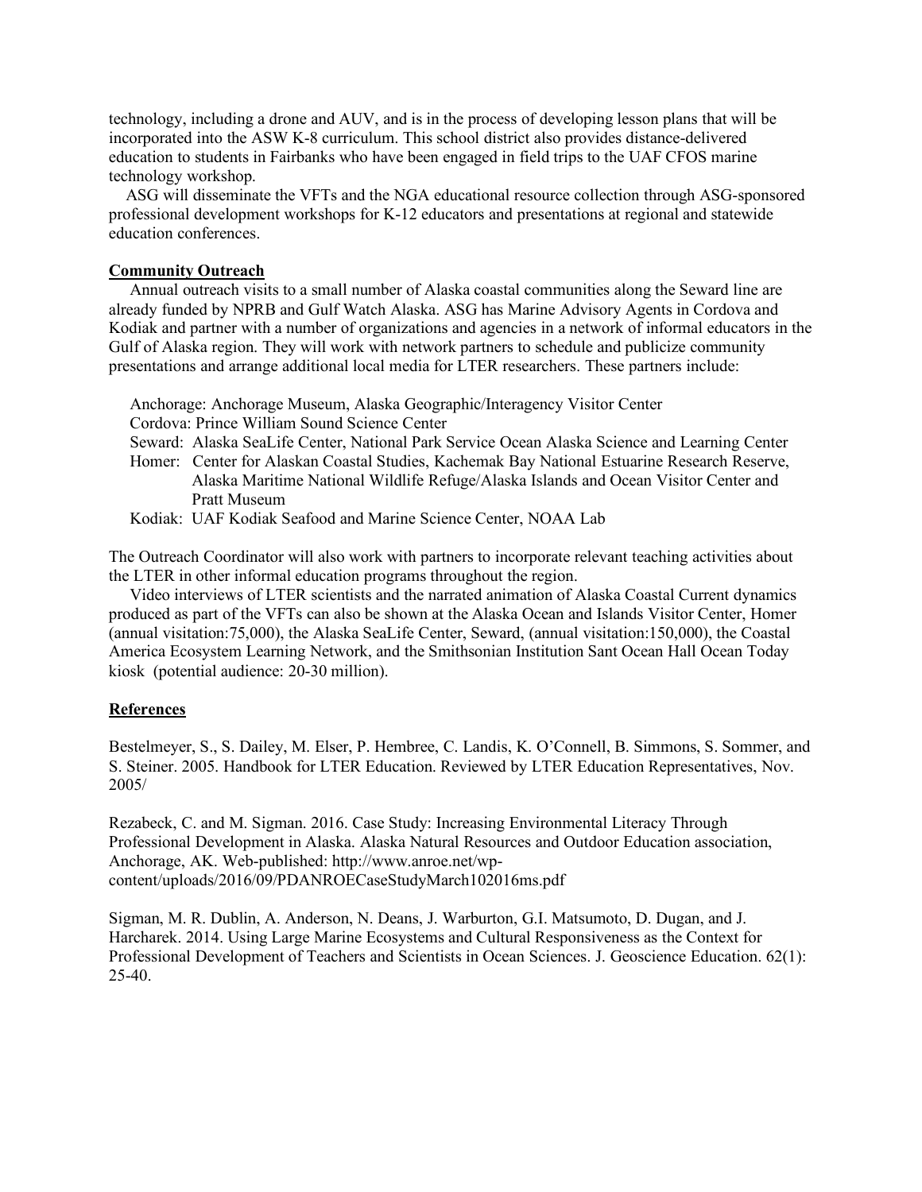technology, including a drone and AUV, and is in the process of developing lesson plans that will be incorporated into the ASW K-8 curriculum. This school district also provides distance-delivered education to students in Fairbanks who have been engaged in field trips to the UAF CFOS marine technology workshop.

ASG will disseminate the VFTs and the NGA educational resource collection through ASG-sponsored professional development workshops for K-12 educators and presentations at regional and statewide education conferences.

## Community Outreach

Annual outreach visits to a small number of Alaska coastal communities along the Seward line are already funded by NPRB and Gulf Watch Alaska. ASG has Marine Advisory Agents in Cordova and Kodiak and partner with a number of organizations and agencies in a network of informal educators in the Gulf of Alaska region. They will work with network partners to schedule and publicize community presentations and arrange additional local media for LTER researchers. These partners include:

- Anchorage: Anchorage Museum, Alaska Geographic/Interagency Visitor Center
- Cordova: Prince William Sound Science Center
- Seward: Alaska SeaLife Center, National Park Service Ocean Alaska Science and Learning Center
- Homer: Center for Alaskan Coastal Studies, Kachemak Bay National Estuarine Research Reserve, Alaska Maritime National Wildlife Refuge/Alaska Islands and Ocean Visitor Center and Pratt Museum
- Kodiak: UAF Kodiak Seafood and Marine Science Center, NOAA Lab

The Outreach Coordinator will also work with partners to incorporate relevant teaching activities about the LTER in other informal education programs throughout the region.

Video interviews of LTER scientists and the narrated animation of Alaska Coastal Current dynamics produced as part of the VFTs can also be shown at the Alaska Ocean and Islands Visitor Center, Homer (annual visitation:75,000), the Alaska SeaLife Center, Seward, (annual visitation:150,000), the Coastal America Ecosystem Learning Network, and the Smithsonian Institution Sant Ocean Hall Ocean Today kiosk (potential audience: 20-30 million).

## References

Bestelmeyer, S., S. Dailey, M. Elser, P. Hembree, C. Landis, K. O'Connell, B. Simmons, S. Sommer, and S. Steiner. 2005. Handbook for LTER Education. Reviewed by LTER Education Representatives, Nov. 2005/

Rezabeck, C. and M. Sigman. 2016. Case Study: Increasing Environmental Literacy Through Professional Development in Alaska. Alaska Natural Resources and Outdoor Education association, Anchorage, AK. Web-published: http://www.anroe.net/wp-content/uploads/2016/09/PDANROECaseStudyMarch102016ms.pdf

Sigman, M. R. Dublin, A. Anderson, N. Deans, J. Warburton, G.I. Matsumoto, D. Dugan, and J. Harcharek. 2014. Using Large Marine Ecosystems and Cultural Responsiveness as the Context for Professional Development of Teachers and Scientists in Ocean Sciences. J. Geoscience Education. 62(1): 25-40.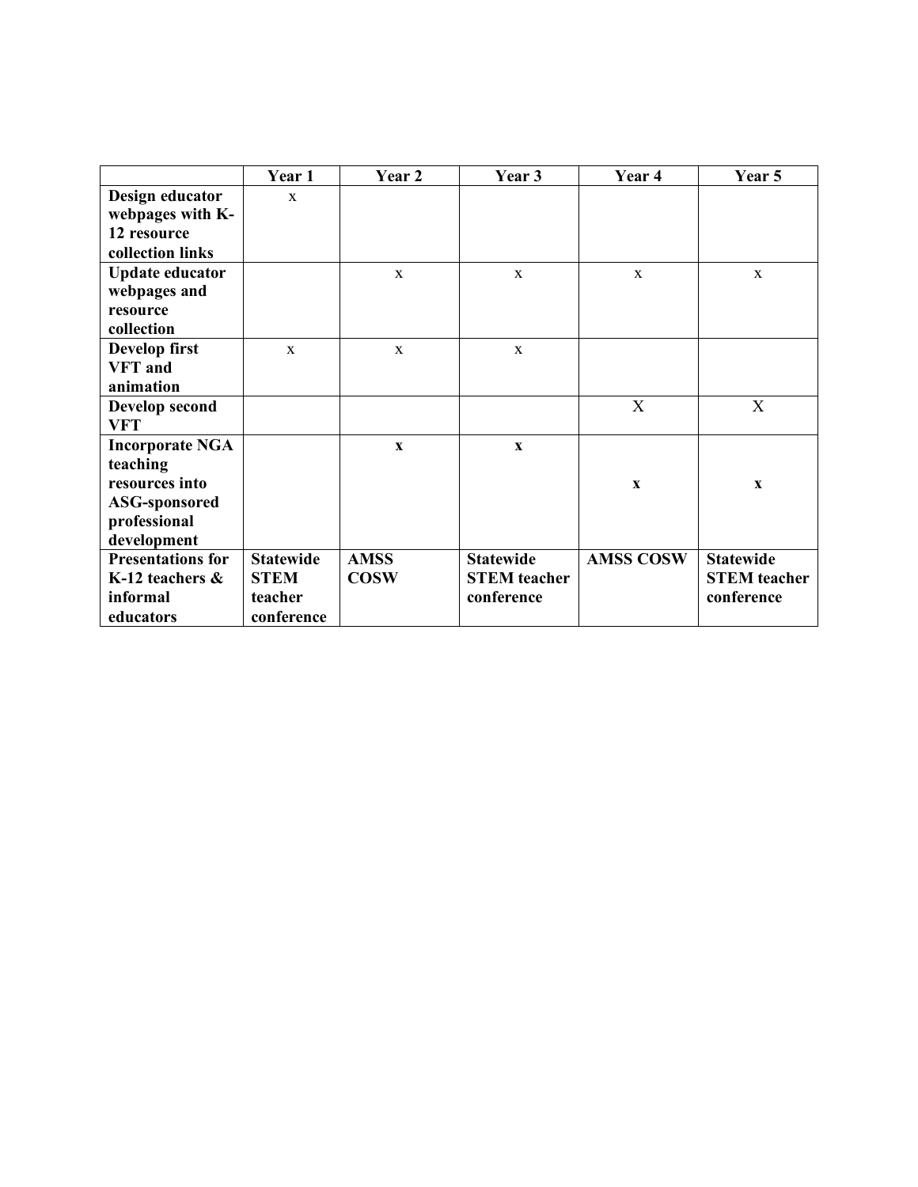| | Year 1 | Year 2 | Year 3 | Year 4 | Year 5 |
|---|---|---|---|---|---|
| **Design educator webpages with K-12 resource collection links** | x | | | | |
| **Update educator webpages and resource collection** | | x | x | x | x |
| **Develop first VFT and animation** | x | x | x | | |
| **Develop second VFT** | | | | X | X |
| **Incorporate NGA teaching resources into ASG-sponsored professional development** | | **x** | **x** | **x** | **x** |
| **Presentations for K-12 teachers & informal educators** | **Statewide STEM teacher conference** | **AMSS COSW** | **Statewide STEM teacher conference** | **AMSS COSW** | **Statewide STEM teacher conference** |